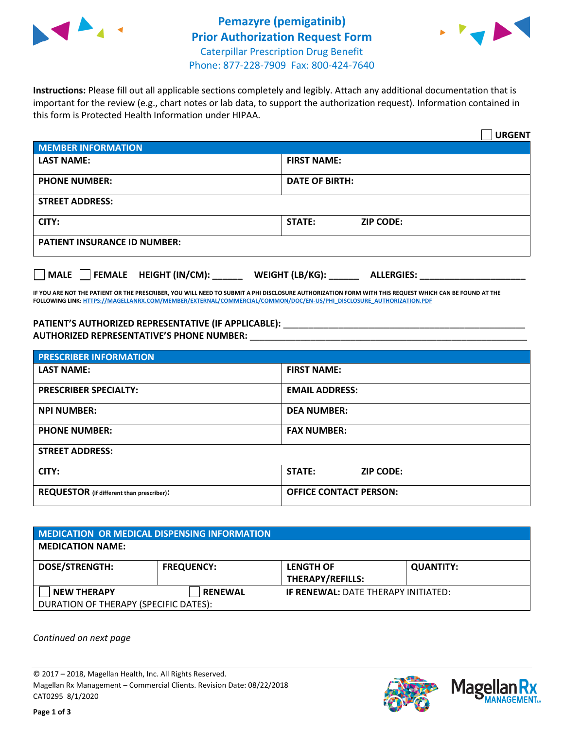# Pemazyre (pemigatinib)
# Prior Authorization Request Form

Caterpillar Prescription Drug Benefit
Phone: 877-228-7909 Fax: 800-424-7640

**Instructions:** Please fill out all applicable sections completely and legibly. Attach any additional documentation that is important for the review (e.g., chart notes or lab data, to support the authorization request). Information contained in this form is Protected Health Information under HIPAA.

☐ **URGENT**

| **MEMBER INFORMATION** | |
|---|---|
| **LAST NAME:** | **FIRST NAME:** |
| **PHONE NUMBER:** | **DATE OF BIRTH:** |
| **STREET ADDRESS:** | |
| **CITY:** | **STATE:** **ZIP CODE:** |
| **PATIENT INSURANCE ID NUMBER:** | |

☐ **MALE** ☐ **FEMALE** **HEIGHT (IN/CM): ______** **WEIGHT (LB/KG): ______** **ALLERGIES: ____________________**

**IF YOU ARE NOT THE PATIENT OR THE PRESCRIBER, YOU WILL NEED TO SUBMIT A PHI DISCLOSURE AUTHORIZATION FORM WITH THIS REQUEST WHICH CAN BE FOUND AT THE FOLLOWING LINK: HTTPS://MAGELLANRX.COM/MEMBER/EXTERNAL/COMMERCIAL/COMMON/DOC/EN-US/PHI_DISCLOSURE_AUTHORIZATION.PDF**

**PATIENT'S AUTHORIZED REPRESENTATIVE (IF APPLICABLE):** ______________________________________________
**AUTHORIZED REPRESENTATIVE'S PHONE NUMBER:** ______________________________________________

| **PRESCRIBER INFORMATION** | |
|---|---|
| **LAST NAME:** | **FIRST NAME:** |
| **PRESCRIBER SPECIALTY:** | **EMAIL ADDRESS:** |
| **NPI NUMBER:** | **DEA NUMBER:** |
| **PHONE NUMBER:** | **FAX NUMBER:** |
| **STREET ADDRESS:** | |
| **CITY:** | **STATE:** **ZIP CODE:** |
| **REQUESTOR** (if different than prescriber)**:** | **OFFICE CONTACT PERSON:** |

| **MEDICATION OR MEDICAL DISPENSING INFORMATION** | | | |
|---|---|---|---|
| **MEDICATION NAME:** | | | |
| **DOSE/STRENGTH:** | **FREQUENCY:** | **LENGTH OF THERAPY/REFILLS:** | **QUANTITY:** |
| ☐ **NEW THERAPY** | ☐ **RENEWAL** | **IF RENEWAL:** DATE THERAPY INITIATED: | |
| DURATION OF THERAPY (SPECIFIC DATES): | | | |

*Continued on next page*

© 2017 – 2018, Magellan Health, Inc. All Rights Reserved.
Magellan Rx Management – Commercial Clients. Revision Date: 08/22/2018
CAT0295 8/1/2020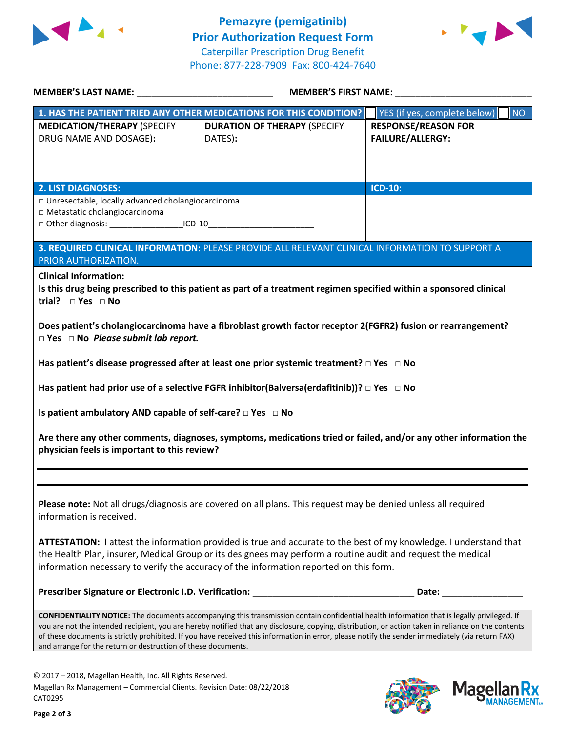# Pemazyre (pemigatinib)
# Prior Authorization Request Form

Caterpillar Prescription Drug Benefit
Phone: 877-228-7909 Fax: 800-424-7640

**MEMBER'S LAST NAME:** ___________________________ **MEMBER'S FIRST NAME:** ___________________________

| **1. HAS THE PATIENT TRIED ANY OTHER MEDICATIONS FOR THIS CONDITION?** | | ☐ YES (if yes, complete below) ☐ NO |
|---|---|---|
| **MEDICATION/THERAPY** (SPECIFY DRUG NAME AND DOSAGE): | **DURATION OF THERAPY** (SPECIFY DATES): | **RESPONSE/REASON FOR FAILURE/ALLERGY:** |
| | | |

| **2. LIST DIAGNOSES:** | **ICD-10:** |
|---|---|
| □ Unresectable, locally advanced cholangiocarcinoma<br>□ Metastatic cholangiocarcinoma<br>□ Other diagnosis: _______________ICD-10______________________ | |

**3. REQUIRED CLINICAL INFORMATION:** PLEASE PROVIDE ALL RELEVANT CLINICAL INFORMATION TO SUPPORT A PRIOR AUTHORIZATION.

**Clinical Information:**

**Is this drug being prescribed to this patient as part of a treatment regimen specified within a sponsored clinical trial?** □ **Yes** □ **No**

**Does patient's cholangiocarcinoma have a fibroblast growth factor receptor 2(FGFR2) fusion or rearrangement?** □ **Yes** □ **No** ***Please submit lab report.***

**Has patient's disease progressed after at least one prior systemic treatment?** □ **Yes** □ **No**

**Has patient had prior use of a selective FGFR inhibitor(Balversa(erdafitinib))?** □ **Yes** □ **No**

**Is patient ambulatory AND capable of self-care?** □ **Yes** □ **No**

**Are there any other comments, diagnoses, symptoms, medications tried or failed, and/or any other information the physician feels is important to this review?**

_______________________________________________________________________________

_______________________________________________________________________________

**Please note:** Not all drugs/diagnosis are covered on all plans. This request may be denied unless all required information is received.

**ATTESTATION:** I attest the information provided is true and accurate to the best of my knowledge. I understand that the Health Plan, insurer, Medical Group or its designees may perform a routine audit and request the medical information necessary to verify the accuracy of the information reported on this form.

**Prescriber Signature or Electronic I.D. Verification:** _________________________________ **Date:** ________________

**CONFIDENTIALITY NOTICE:** The documents accompanying this transmission contain confidential health information that is legally privileged. If you are not the intended recipient, you are hereby notified that any disclosure, copying, distribution, or action taken in reliance on the contents of these documents is strictly prohibited. If you have received this information in error, please notify the sender immediately (via return FAX) and arrange for the return or destruction of these documents.

© 2017 – 2018, Magellan Health, Inc. All Rights Reserved.
Magellan Rx Management – Commercial Clients. Revision Date: 08/22/2018
CAT0295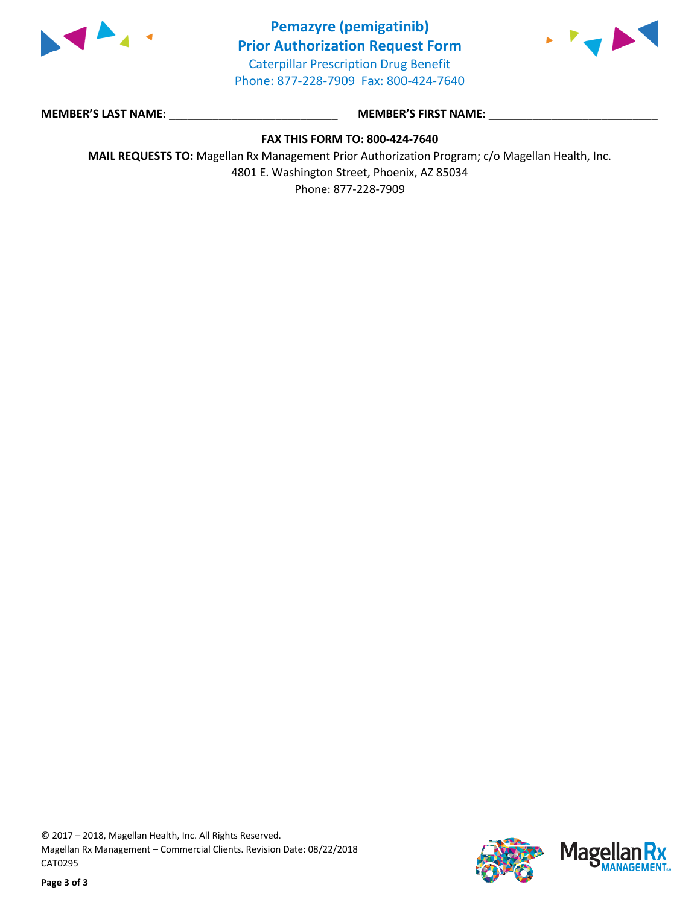MEMBER'S LAST NAME: ___________________________ MEMBER'S FIRST NAME: ___________________________

**FAX THIS FORM TO: 800-424-7640**

**MAIL REQUESTS TO:** Magellan Rx Management Prior Authorization Program; c/o Magellan Health, Inc.
4801 E. Washington Street, Phoenix, AZ 85034
Phone: 877-228-7909